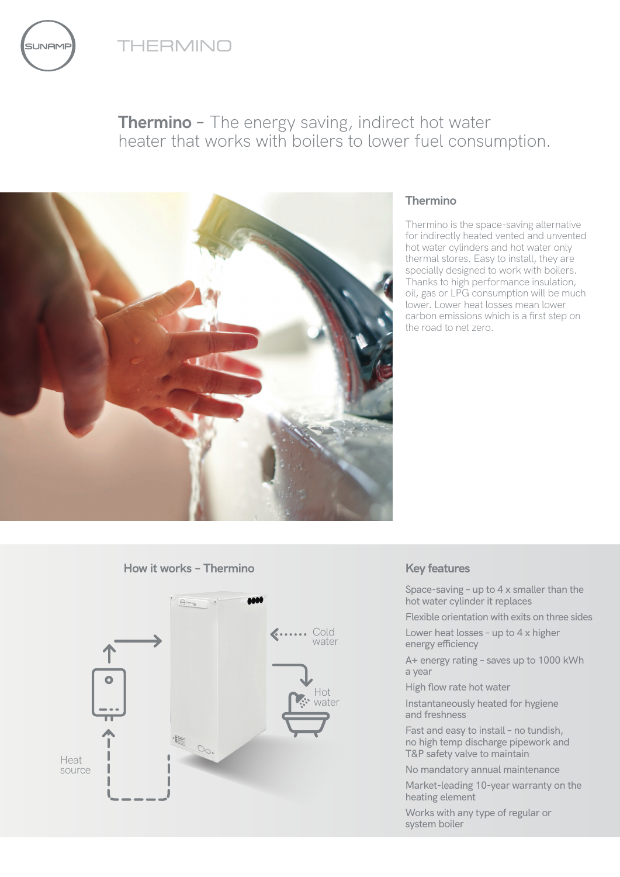SUNAMP

THERMINO

# **Thermino** – The energy saving, indirect hot water heater that works with boilers to lower fuel consumption.

## Thermino

Thermino is the space-saving alternative for indirectly heated vented and unvented hot water cylinders and hot water only thermal stores. Easy to install, they are specially designed to work with boilers. Thanks to high performance insulation, oil, gas or LPG consumption will be much lower. Lower heat losses mean lower carbon emissions which is a first step on the road to net zero.

## How it works – Thermino

Heat source

Cold water

Hot water

## Key features

- Space-saving – up to 4 x smaller than the hot water cylinder it replaces
- Flexible orientation with exits on three sides
- Lower heat losses – up to 4 x higher energy efficiency
- A+ energy rating – saves up to 1000 kWh a year
- High flow rate hot water
- Instantaneously heated for hygiene and freshness
- Fast and easy to install – no tundish, no high temp discharge pipework and T&P safety valve to maintain
- No mandatory annual maintenance
- Market-leading 10-year warranty on the heating element
- Works with any type of regular or system boiler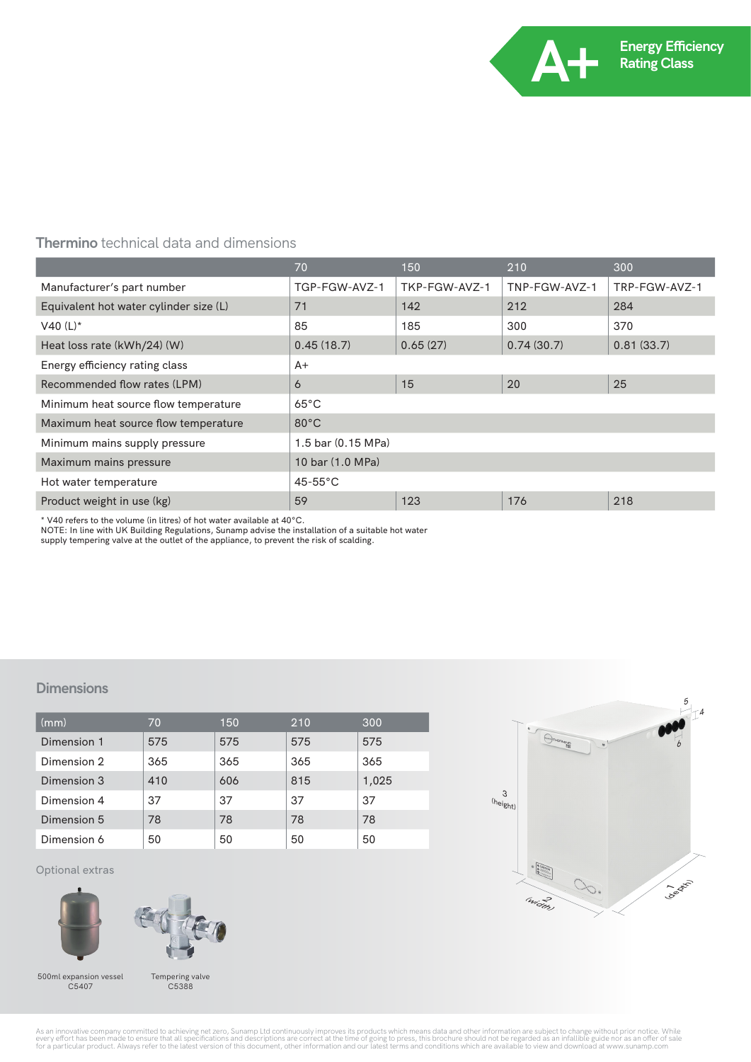A+ Energy Efficiency Rating Class

## **Thermino** technical data and dimensions

| | 70 | 150 | 210 | 300 |
|---|---|---|---|---|
| Manufacturer's part number | TGP-FGW-AVZ-1 | TKP-FGW-AVZ-1 | TNP-FGW-AVZ-1 | TRP-FGW-AVZ-1 |
| Equivalent hot water cylinder size (L) | 71 | 142 | 212 | 284 |
| V40 (L)* | 85 | 185 | 300 | 370 |
| Heat loss rate (kWh/24) (W) | 0.45 (18.7) | 0.65 (27) | 0.74 (30.7) | 0.81 (33.7) |
| Energy efficiency rating class | A+ | | | |
| Recommended flow rates (LPM) | 6 | 15 | 20 | 25 |
| Minimum heat source flow temperature | 65°C | | | |
| Maximum heat source flow temperature | 80°C | | | |
| Minimum mains supply pressure | 1.5 bar (0.15 MPa) | | | |
| Maximum mains pressure | 10 bar (1.0 MPa) | | | |
| Hot water temperature | 45-55°C | | | |
| Product weight in use (kg) | 59 | 123 | 176 | 218 |

* V40 refers to the volume (in litres) of hot water available at 40°C.
NOTE: In line with UK Building Regulations, Sunamp advise the installation of a suitable hot water supply tempering valve at the outlet of the appliance, to prevent the risk of scalding.

## Dimensions

| (mm) | 70 | 150 | 210 | 300 |
|---|---|---|---|---|
| Dimension 1 | 575 | 575 | 575 | 575 |
| Dimension 2 | 365 | 365 | 365 | 365 |
| Dimension 3 | 410 | 606 | 815 | 1,025 |
| Dimension 4 | 37 | 37 | 37 | 37 |
| Dimension 5 | 78 | 78 | 78 | 78 |
| Dimension 6 | 50 | 50 | 50 | 50 |

3 (height)
2 (width)
1 (depth)
4
5
6

Optional extras

500ml expansion vessel
C5407

Tempering valve
C5388

As an innovative company committed to achieving net zero, Sunamp Ltd continuously improves its products which means data and other information are subject to change without prior notice. While every effort has been made to ensure that all specifications and descriptions are correct at the time of going to press, this brochure should not be regarded as an infallible guide nor as an offer of sale for a particular product. Always refer to the latest version of this document, other information and our latest terms and conditions which are available to view and download at www.sunamp.com